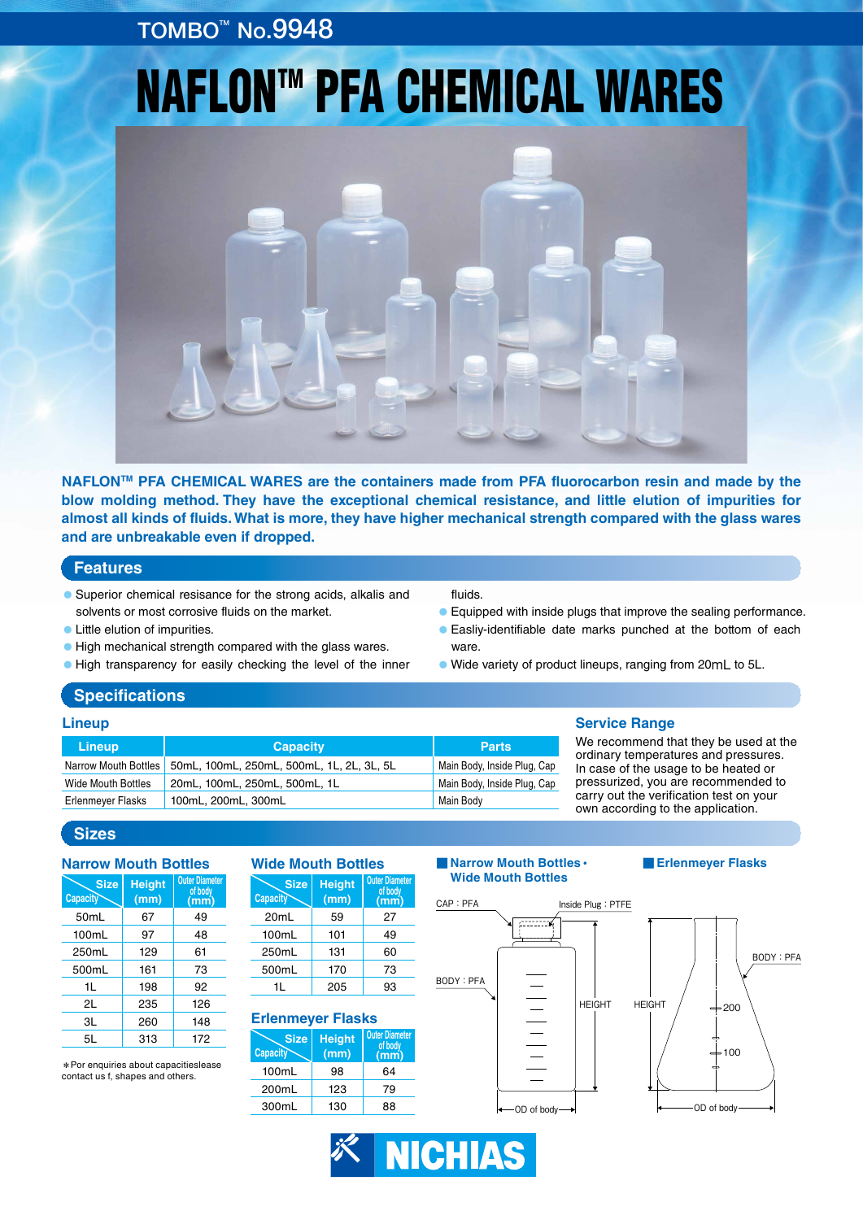TOMBO™ No.9948

# NAFLON™ PFA CHEMICAL WARES

**NAFLON™ PFA CHEMICAL WARES are the containers made from PFA fluorocarbon resin and made by the blow molding method. They have the exceptional chemical resistance, and little elution of impurities for almost all kinds of fluids. What is more, they have higher mechanical strength compared with the glass wares and are unbreakable even if dropped.**

## Features

- Superior chemical resisance for the strong acids, alkalis and solvents or most corrosive fluids on the market.
- Little elution of impurities.
- High mechanical strength compared with the glass wares.
- High transparency for easily checking the level of the inner fluids.
- Equipped with inside plugs that improve the sealing performance.
- Easliy-identifiable date marks punched at the bottom of each ware.
- Wide variety of product lineups, ranging from 20mL to 5L.

## Specifications

### Lineup

| Lineup | Capacity | Parts |
|---|---|---|
| Narrow Mouth Bottles | 50mL, 100mL, 250mL, 500mL, 1L, 2L, 3L, 5L | Main Body, Inside Plug, Cap |
| Wide Mouth Bottles | 20mL, 100mL, 250mL, 500mL, 1L | Main Body, Inside Plug, Cap |
| Erlenmeyer Flasks | 100mL, 200mL, 300mL | Main Body |

### Service Range

We recommend that they be used at the ordinary temperatures and pressures. In case of the usage to be heated or pressurized, you are recommended to carry out the verification test on your own according to the application.

## Sizes

### Narrow Mouth Bottles

| Capacity \ Size | Height (mm) | Outer Diameter of body (mm) |
|---|---|---|
| 50mL | 67 | 49 |
| 100mL | 97 | 48 |
| 250mL | 129 | 61 |
| 500mL | 161 | 73 |
| 1L | 198 | 92 |
| 2L | 235 | 126 |
| 3L | 260 | 148 |
| 5L | 313 | 172 |

∗Por enquiries about capacitieslease contact us f, shapes and others.

### Wide Mouth Bottles

| Capacity \ Size | Height (mm) | Outer Diameter of body (mm) |
|---|---|---|
| 20mL | 59 | 27 |
| 100mL | 101 | 49 |
| 250mL | 131 | 60 |
| 500mL | 170 | 73 |
| 1L | 205 | 93 |

### Erlenmeyer Flasks

| Capacity \ Size | Height (mm) | Outer Diameter of body (mm) |
|---|---|---|
| 100mL | 98 | 64 |
| 200mL | 123 | 79 |
| 300mL | 130 | 88 |

### Narrow Mouth Bottles • Wide Mouth Bottles

CAP : PFA
Inside Plug : PTFE
BODY : PFA
HEIGHT
OD of body

### Erlenmeyer Flasks

BODY : PFA
HEIGHT
200
100
OD of body

NICHIAS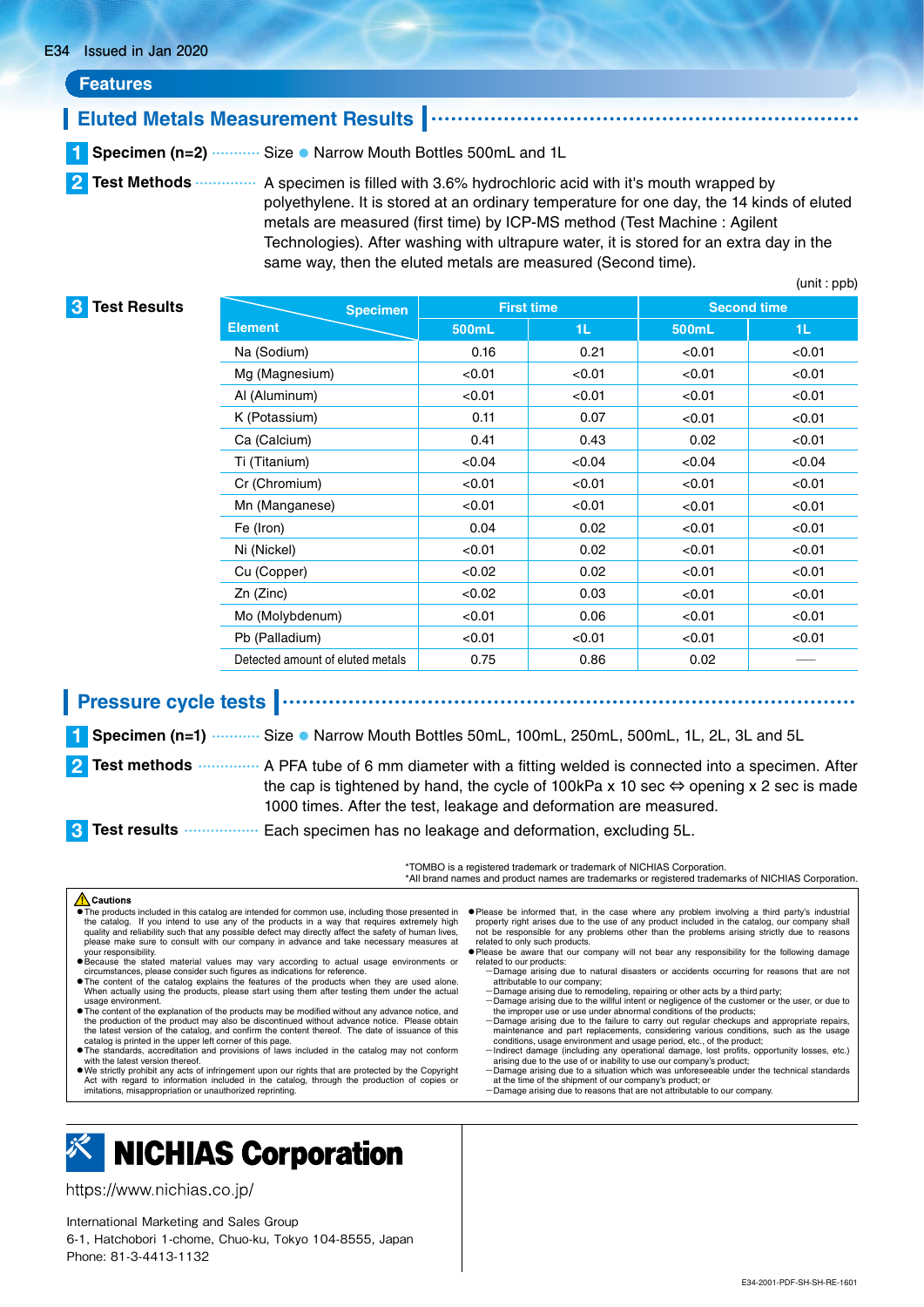## Features

## Eluted Metals Measurement Results

**1 Specimen (n=2)** ·········· Size ● Narrow Mouth Bottles 500mL and 1L

**2 Test Methods** ·············· A specimen is filled with 3.6% hydrochloric acid with it's mouth wrapped by polyethylene. It is stored at an ordinary temperature for one day, the 14 kinds of eluted metals are measured (first time) by ICP-MS method (Test Machine : Agilent Technologies). After washing with ultrapure water, it is stored for an extra day in the same way, then the eluted metals are measured (Second time).

**3 Test Results**

(unit : ppb)

| Element \ Specimen | First time | | Second time | |
|---|---|---|---|---|
| | 500mL | 1L | 500mL | 1L |
| Na (Sodium) | 0.16 | 0.21 | <0.01 | <0.01 |
| Mg (Magnesium) | <0.01 | <0.01 | <0.01 | <0.01 |
| Al (Aluminum) | <0.01 | <0.01 | <0.01 | <0.01 |
| K (Potassium) | 0.11 | 0.07 | <0.01 | <0.01 |
| Ca (Calcium) | 0.41 | 0.43 | 0.02 | <0.01 |
| Ti (Titanium) | <0.04 | <0.04 | <0.04 | <0.04 |
| Cr (Chromium) | <0.01 | <0.01 | <0.01 | <0.01 |
| Mn (Manganese) | <0.01 | <0.01 | <0.01 | <0.01 |
| Fe (Iron) | 0.04 | 0.02 | <0.01 | <0.01 |
| Ni (Nickel) | <0.01 | 0.02 | <0.01 | <0.01 |
| Cu (Copper) | <0.02 | 0.02 | <0.01 | <0.01 |
| Zn (Zinc) | <0.02 | 0.03 | <0.01 | <0.01 |
| Mo (Molybdenum) | <0.01 | 0.06 | <0.01 | <0.01 |
| Pb (Palladium) | <0.01 | <0.01 | <0.01 | <0.01 |
| Detected amount of eluted metals | 0.75 | 0.86 | 0.02 | — |

## Pressure cycle tests

**1 Specimen (n=1)** ·········· Size ● Narrow Mouth Bottles 50mL, 100mL, 250mL, 500mL, 1L, 2L, 3L and 5L

**2 Test methods** ·············· A PFA tube of 6 mm diameter with a fitting welded is connected into a specimen. After the cap is tightened by hand, the cycle of 100kPa x 10 sec ⇔ opening x 2 sec is made 1000 times. After the test, leakage and deformation are measured.

**3 Test results** ················· Each specimen has no leakage and deformation, excluding 5L.

*TOMBO is a registered trademark or trademark of NICHIAS Corporation.
*All brand names and product names are trademarks or registered trademarks of NICHIAS Corporation.

**⚠ Cautions**

- The products included in this catalog are intended for common use, including those presented in the catalog. If you intend to use any of the products in a way that requires extremely high quality and reliability such that any possible defect may directly affect the safety of human lives, please make sure to consult with our company in advance and take necessary measures at your responsibility.
- Because the stated material values may vary according to actual usage environments or circumstances, please consider such figures as indications for reference.
- The content of the catalog explains the features of the products when they are used alone. When actually using the products, please start using them after testing them under the actual usage environment.
- The content of the explanation of the products may be modified without any advance notice, and the production of the product may also be discontinued without advance notice. Please obtain the latest version of the catalog, and confirm the content thereof. The date of issuance of this catalog is printed in the upper left corner of this page.
- The standards, accreditation and provisions of laws included in the catalog may not conform with the latest version thereof.
- We strictly prohibit any acts of infringement upon our rights that are protected by the Copyright Act with regard to information included in the catalog, through the production of copies or imitations, misappropriation or unauthorized reprinting.
- Please be informed that, in the case where any problem involving a third party's industrial property right arises due to the use of any product included in the catalog, our company shall not be responsible for any problems other than the problems arising strictly due to reasons related to only such products.
- Please be aware that our company will not bear any responsibility for the following damage related to our products:
  - Damage arising due to natural disasters or accidents occurring for reasons that are not attributable to our company;
  - Damage arising due to remodeling, repairing or other acts by a third party;
  - Damage arising due to the willful intent or negligence of the customer or the user, or due to the improper use or use under abnormal conditions of the products;
  - Damage arising due to the failure to carry out regular checkups and appropriate repairs, maintenance and part replacements, considering various conditions, such as the usage conditions, usage environment and usage period, etc., of the product;
  - Indirect damage (including any operational damage, lost profits, opportunity losses, etc.) arising due to the use of or inability to use our company's product;
  - Damage arising due to a situation which was unforeseeable under the technical standards at the time of the shipment of our company's product; or
  - Damage arising due to reasons that are not attributable to our company.

**NICHIAS Corporation**

https://www.nichias.co.jp/

International Marketing and Sales Group
6-1, Hatchobori 1-chome, Chuo-ku, Tokyo 104-8555, Japan
Phone: 81-3-4413-1132

E34-2001-PDF-SH-SH-RE-1601